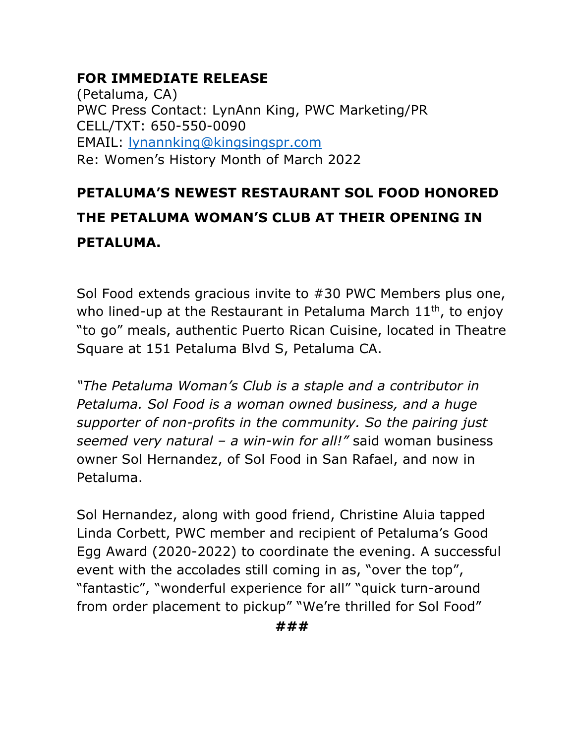**FOR IMMEDIATE RELEASE**
(Petaluma, CA)
PWC Press Contact: LynAnn King, PWC Marketing/PR
CELL/TXT: 650-550-0090
EMAIL: lynannking@kingsingspr.com
Re: Women's History Month of March 2022

# PETALUMA'S NEWEST RESTAURANT SOL FOOD HONORED THE PETALUMA WOMAN'S CLUB AT THEIR OPENING IN PETALUMA.

Sol Food extends gracious invite to #30 PWC Members plus one, who lined-up at the Restaurant in Petaluma March 11th, to enjoy "to go" meals, authentic Puerto Rican Cuisine, located in Theatre Square at 151 Petaluma Blvd S, Petaluma CA.

*"The Petaluma Woman's Club is a staple and a contributor in Petaluma. Sol Food is a woman owned business, and a huge supporter of non-profits in the community. So the pairing just seemed very natural – a win-win for all!"* said woman business owner Sol Hernandez, of Sol Food in San Rafael, and now in Petaluma.

Sol Hernandez, along with good friend, Christine Aluia tapped Linda Corbett, PWC member and recipient of Petaluma's Good Egg Award (2020-2022) to coordinate the evening. A successful event with the accolades still coming in as, "over the top", "fantastic", "wonderful experience for all" "quick turn-around from order placement to pickup" "We're thrilled for Sol Food"

**###**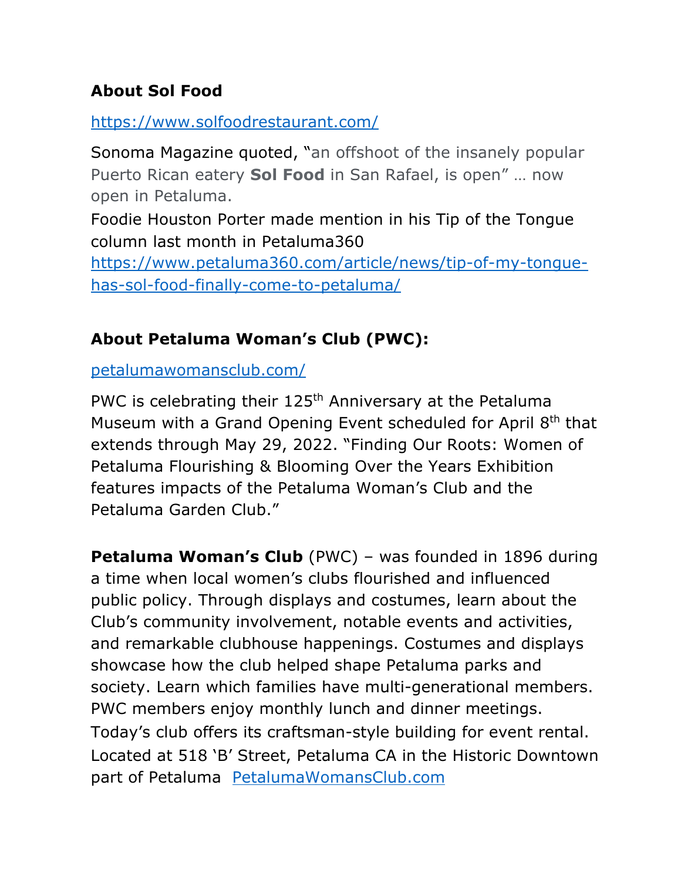### About Sol Food

https://www.solfoodrestaurant.com/

Sonoma Magazine quoted, "an offshoot of the insanely popular Puerto Rican eatery **Sol Food** in San Rafael, is open" … now open in Petaluma.

Foodie Houston Porter made mention in his Tip of the Tongue column last month in Petaluma360 https://www.petaluma360.com/article/news/tip-of-my-tongue-has-sol-food-finally-come-to-petaluma/

### About Petaluma Woman's Club (PWC):

petalumawomansclub.com/

PWC is celebrating their 125th Anniversary at the Petaluma Museum with a Grand Opening Event scheduled for April 8th that extends through May 29, 2022. "Finding Our Roots: Women of Petaluma Flourishing & Blooming Over the Years Exhibition features impacts of the Petaluma Woman's Club and the Petaluma Garden Club."

**Petaluma Woman's Club** (PWC) – was founded in 1896 during a time when local women's clubs flourished and influenced public policy. Through displays and costumes, learn about the Club's community involvement, notable events and activities, and remarkable clubhouse happenings. Costumes and displays showcase how the club helped shape Petaluma parks and society. Learn which families have multi-generational members. PWC members enjoy monthly lunch and dinner meetings. Today's club offers its craftsman-style building for event rental. Located at 518 'B' Street, Petaluma CA in the Historic Downtown part of Petaluma PetalumaWomansClub.com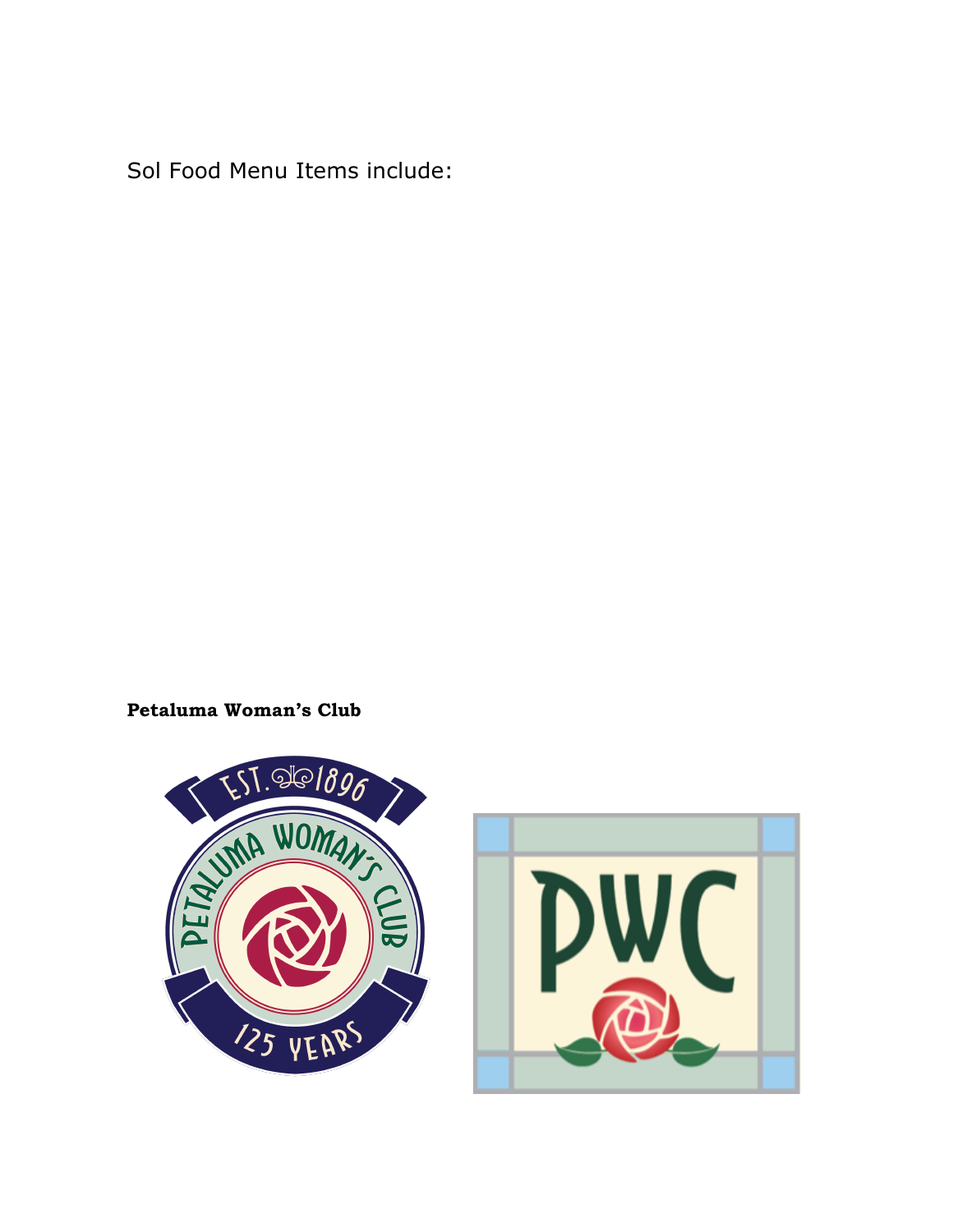Sol Food Menu Items include:

**Petaluma Woman's Club**